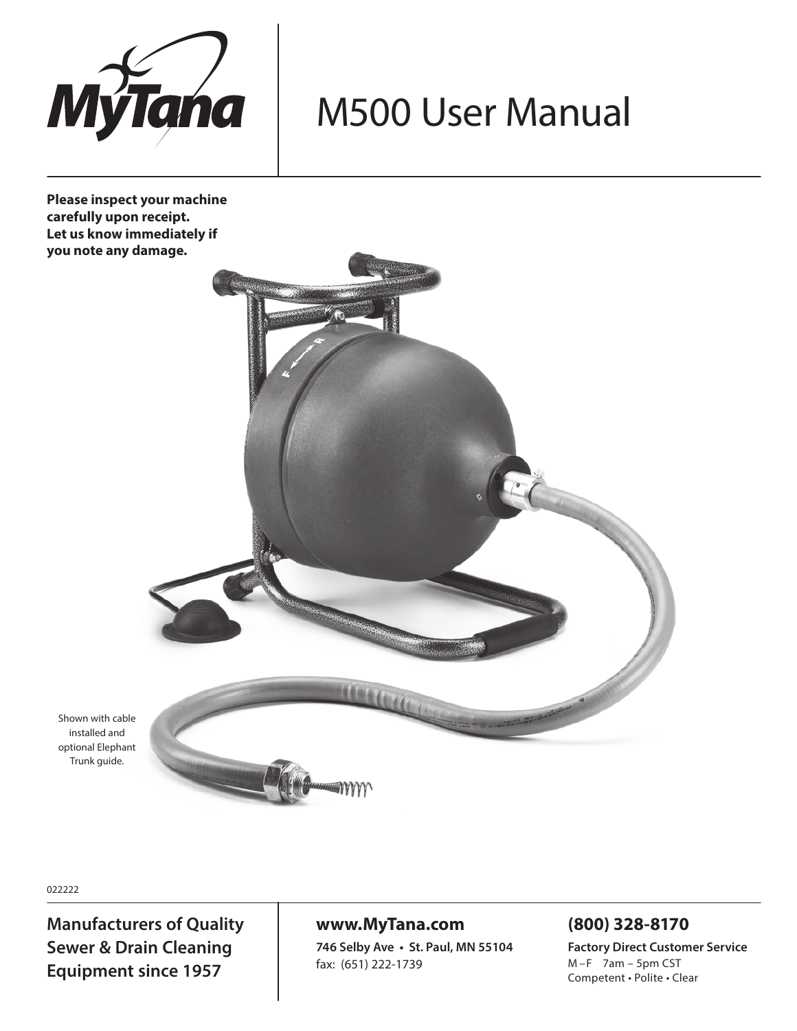MyTana

# M500 User Manual

**Please inspect your machine carefully upon receipt. Let us know immediately if you note any damage.**

Shown with cable installed and optional Elephant Trunk guide.

022222

**Manufacturers of Quality Sewer & Drain Cleaning Equipment since 1957**

**www.MyTana.com**

**746 Selby Ave • St. Paul, MN 55104**
fax: (651) 222-1739

**(800) 328-8170**

**Factory Direct Customer Service**
M–F 7am – 5pm CST
Competent • Polite • Clear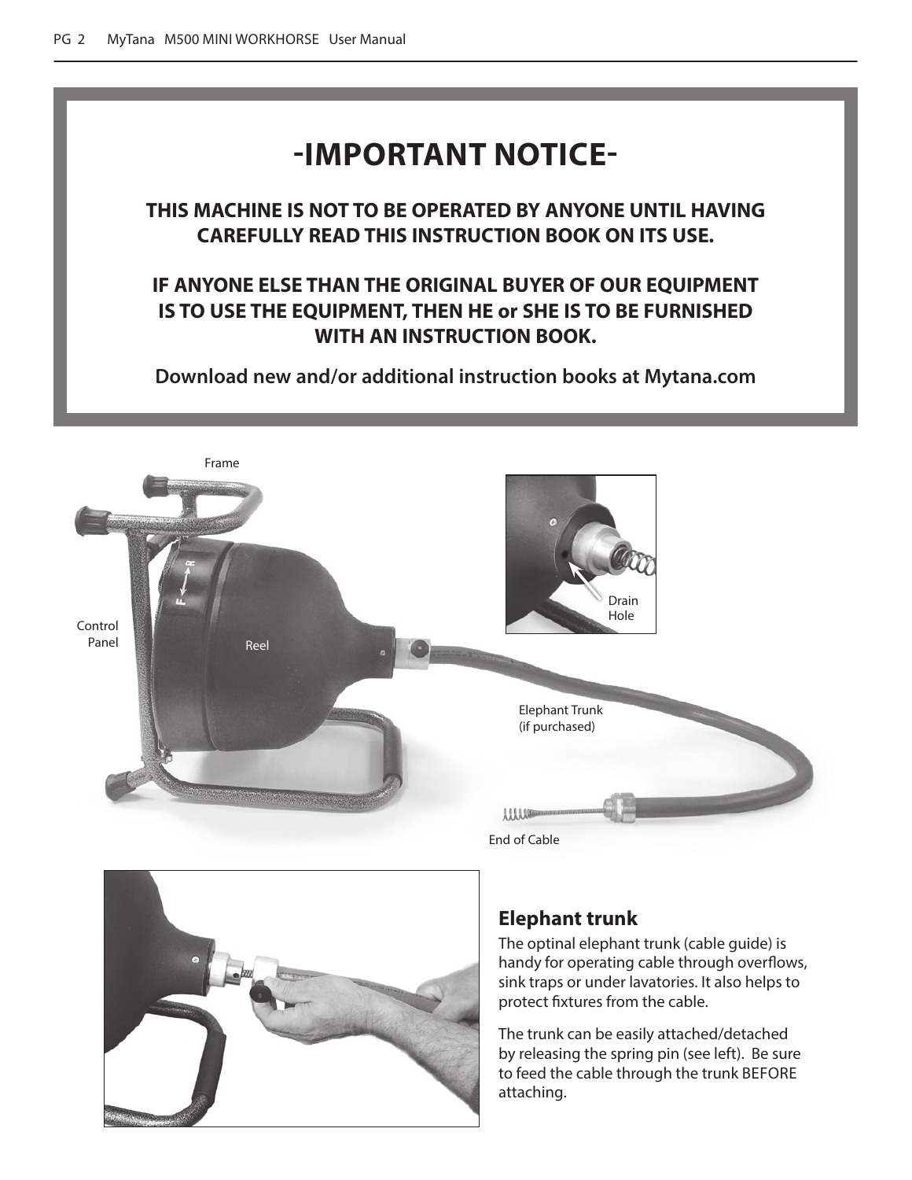# -IMPORTANT NOTICE-

**THIS MACHINE IS NOT TO BE OPERATED BY ANYONE UNTIL HAVING CAREFULLY READ THIS INSTRUCTION BOOK ON ITS USE.**

**IF ANYONE ELSE THAN THE ORIGINAL BUYER OF OUR EQUIPMENT IS TO USE THE EQUIPMENT, THEN HE or SHE IS TO BE FURNISHED WITH AN INSTRUCTION BOOK.**

**Download new and/or additional instruction books at Mytana.com**

Frame

Control Panel

Reel

Drain Hole

Elephant Trunk (if purchased)

End of Cable

## Elephant trunk

The optinal elephant trunk (cable guide) is handy for operating cable through overflows, sink traps or under lavatories. It also helps to protect fixtures from the cable.

The trunk can be easily attached/detached by releasing the spring pin (see left). Be sure to feed the cable through the trunk BEFORE attaching.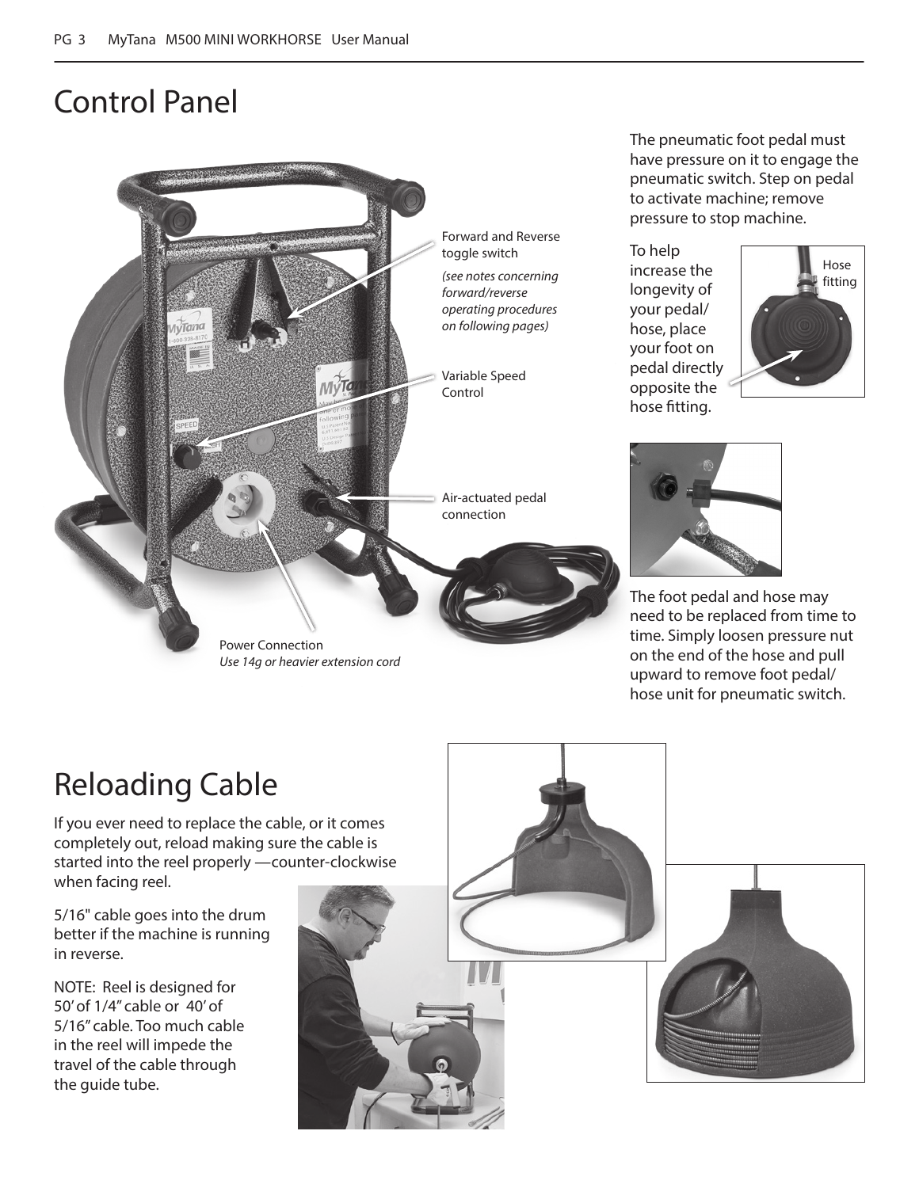# Control Panel

Forward and Reverse toggle switch

*(see notes concerning forward/reverse operating procedures on following pages)*

Variable Speed Control

Air-actuated pedal connection

Power Connection
*Use 14g or heavier extension cord*

The pneumatic foot pedal must have pressure on it to engage the pneumatic switch. Step on pedal to activate machine; remove pressure to stop machine.

To help increase the longevity of your pedal/hose, place your foot on pedal directly opposite the hose fitting.

Hose fitting

The foot pedal and hose may need to be replaced from time to time. Simply loosen pressure nut on the end of the hose and pull upward to remove foot pedal/hose unit for pneumatic switch.

# Reloading Cable

If you ever need to replace the cable, or it comes completely out, reload making sure the cable is started into the reel properly —counter-clockwise when facing reel.

5/16" cable goes into the drum better if the machine is running in reverse.

NOTE: Reel is designed for 50' of 1/4" cable or 40' of 5/16" cable. Too much cable in the reel will impede the travel of the cable through the guide tube.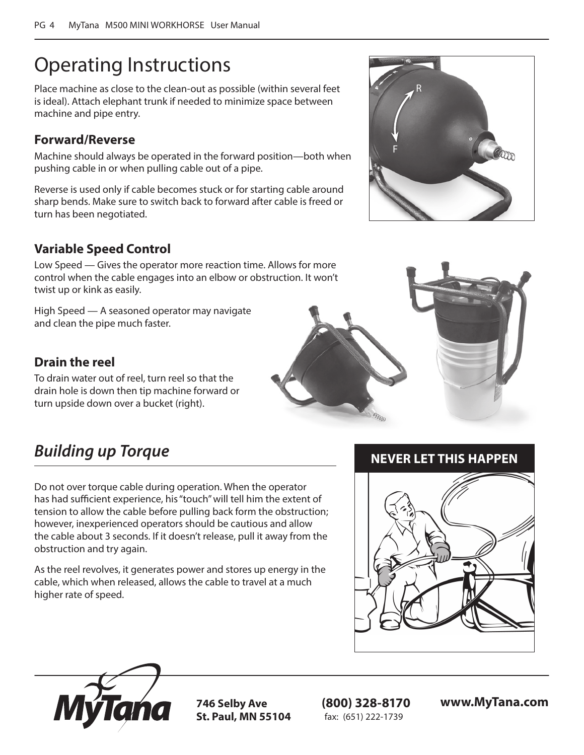# Operating Instructions

Place machine as close to the clean-out as possible (within several feet is ideal). Attach elephant trunk if needed to minimize space between machine and pipe entry.

### Forward/Reverse

Machine should always be operated in the forward position—both when pushing cable in or when pulling cable out of a pipe.

Reverse is used only if cable becomes stuck or for starting cable around sharp bends. Make sure to switch back to forward after cable is freed or turn has been negotiated.

### Variable Speed Control

Low Speed — Gives the operator more reaction time. Allows for more control when the cable engages into an elbow or obstruction. It won't twist up or kink as easily.

High Speed — A seasoned operator may navigate and clean the pipe much faster.

### Drain the reel

To drain water out of reel, turn reel so that the drain hole is down then tip machine forward or turn upside down over a bucket (right).

## *Building up Torque*

Do not over torque cable during operation. When the operator has had sufficient experience, his "touch" will tell him the extent of tension to allow the cable before pulling back form the obstruction; however, inexperienced operators should be cautious and allow the cable about 3 seconds. If it doesn't release, pull it away from the obstruction and try again.

As the reel revolves, it generates power and stores up energy in the cable, which when released, allows the cable to travel at a much higher rate of speed.

**NEVER LET THIS HAPPEN**

**746 Selby Ave**
**St. Paul, MN 55104**

**(800) 328-8170**
fax: (651) 222-1739

**www.MyTana.com**